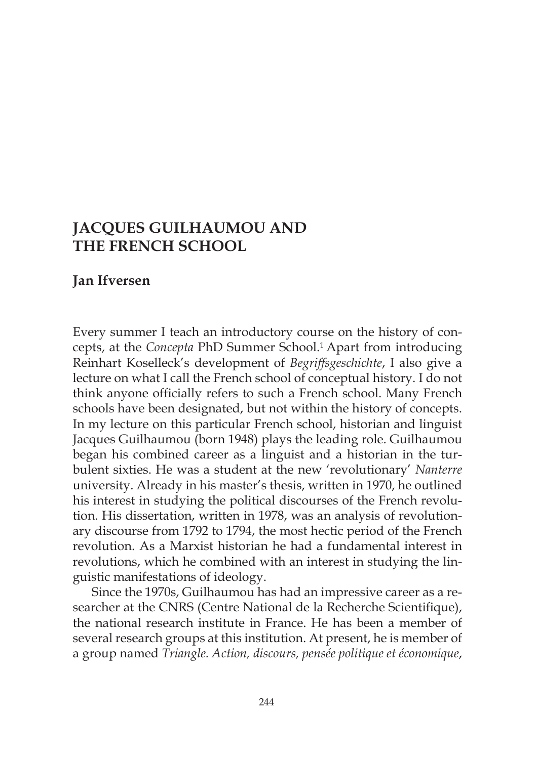# JACQUES GUILHAUMOU AND THE FRENCH SCHOOL

## Jan Ifversen

Every summer I teach an introductory course on the history of concepts, at the *Concepta* PhD Summer School.[1] Apart from introducing Reinhart Koselleck's development of *Begriffsgeschichte*, I also give a lecture on what I call the French school of conceptual history. I do not think anyone officially refers to such a French school. Many French schools have been designated, but not within the history of concepts. In my lecture on this particular French school, historian and linguist Jacques Guilhaumou (born 1948) plays the leading role. Guilhaumou began his combined career as a linguist and a historian in the turbulent sixties. He was a student at the new 'revolutionary' *Nanterre* university. Already in his master's thesis, written in 1970, he outlined his interest in studying the political discourses of the French revolution. His dissertation, written in 1978, was an analysis of revolutionary discourse from 1792 to 1794, the most hectic period of the French revolution. As a Marxist historian he had a fundamental interest in revolutions, which he combined with an interest in studying the linguistic manifestations of ideology.

Since the 1970s, Guilhaumou has had an impressive career as a researcher at the CNRS (Centre National de la Recherche Scientifique), the national research institute in France. He has been a member of several research groups at this institution. At present, he is member of a group named *Triangle. Action, discours, pensée politique et économique*,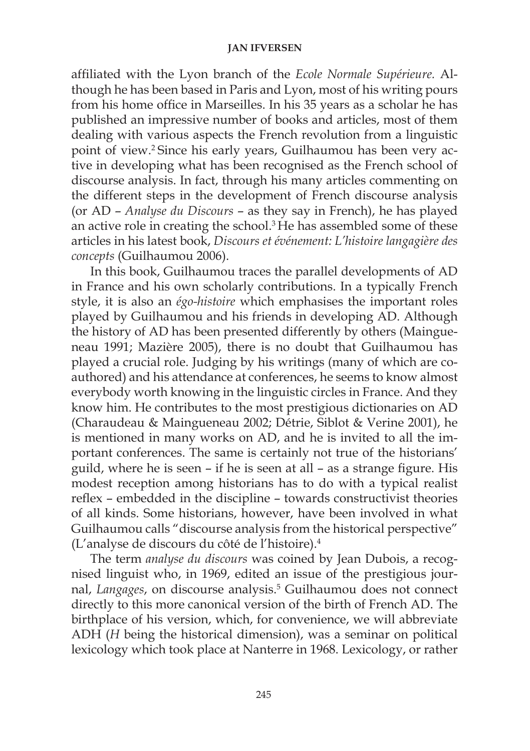affiliated with the Lyon branch of the *Ecole Normale Supérieure.* Although he has been based in Paris and Lyon, most of his writing pours from his home office in Marseilles. In his 35 years as a scholar he has published an impressive number of books and articles, most of them dealing with various aspects the French revolution from a linguistic point of view.[2] Since his early years, Guilhaumou has been very active in developing what has been recognised as the French school of discourse analysis. In fact, through his many articles commenting on the different steps in the development of French discourse analysis (or AD – *Analyse du Discours* – as they say in French), he has played an active role in creating the school.[3] He has assembled some of these articles in his latest book, *Discours et événement: L'histoire langagière des concepts* (Guilhaumou 2006).

In this book, Guilhaumou traces the parallel developments of AD in France and his own scholarly contributions. In a typically French style, it is also an *égo-histoire* which emphasises the important roles played by Guilhaumou and his friends in developing AD. Although the history of AD has been presented differently by others (Maingueneau 1991; Mazière 2005), there is no doubt that Guilhaumou has played a crucial role. Judging by his writings (many of which are co-authored) and his attendance at conferences, he seems to know almost everybody worth knowing in the linguistic circles in France. And they know him. He contributes to the most prestigious dictionaries on AD (Charaudeau & Maingueneau 2002; Détrie, Siblot & Verine 2001), he is mentioned in many works on AD, and he is invited to all the important conferences. The same is certainly not true of the historians' guild, where he is seen – if he is seen at all – as a strange figure. His modest reception among historians has to do with a typical realist reflex – embedded in the discipline – towards constructivist theories of all kinds. Some historians, however, have been involved in what Guilhaumou calls "discourse analysis from the historical perspective" (L'analyse de discours du côté de l'histoire).[4]

The term *analyse du discours* was coined by Jean Dubois, a recognised linguist who, in 1969, edited an issue of the prestigious journal, *Langages*, on discourse analysis.[5] Guilhaumou does not connect directly to this more canonical version of the birth of French AD. The birthplace of his version, which, for convenience, we will abbreviate ADH (*H* being the historical dimension), was a seminar on political lexicology which took place at Nanterre in 1968. Lexicology, or rather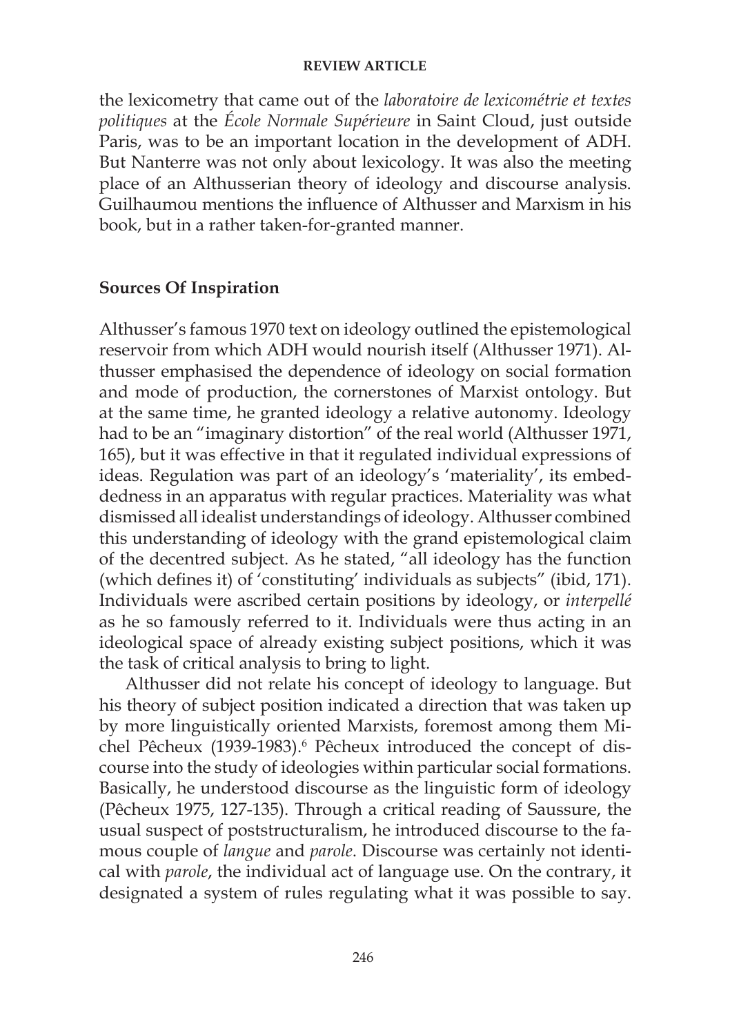the lexicometry that came out of the *laboratoire de lexicométrie et textes politiques* at the *École Normale Supérieure* in Saint Cloud, just outside Paris, was to be an important location in the development of ADH. But Nanterre was not only about lexicology. It was also the meeting place of an Althusserian theory of ideology and discourse analysis. Guilhaumou mentions the influence of Althusser and Marxism in his book, but in a rather taken-for-granted manner.

## Sources Of Inspiration

Althusser's famous 1970 text on ideology outlined the epistemological reservoir from which ADH would nourish itself (Althusser 1971). Althusser emphasised the dependence of ideology on social formation and mode of production, the cornerstones of Marxist ontology. But at the same time, he granted ideology a relative autonomy. Ideology had to be an "imaginary distortion" of the real world (Althusser 1971, 165), but it was effective in that it regulated individual expressions of ideas. Regulation was part of an ideology's 'materiality', its embeddedness in an apparatus with regular practices. Materiality was what dismissed all idealist understandings of ideology. Althusser combined this understanding of ideology with the grand epistemological claim of the decentred subject. As he stated, "all ideology has the function (which defines it) of 'constituting' individuals as subjects" (ibid, 171). Individuals were ascribed certain positions by ideology, or *interpellé* as he so famously referred to it. Individuals were thus acting in an ideological space of already existing subject positions, which it was the task of critical analysis to bring to light.

Althusser did not relate his concept of ideology to language. But his theory of subject position indicated a direction that was taken up by more linguistically oriented Marxists, foremost among them Michel Pêcheux (1939-1983).[6] Pêcheux introduced the concept of discourse into the study of ideologies within particular social formations. Basically, he understood discourse as the linguistic form of ideology (Pêcheux 1975, 127-135). Through a critical reading of Saussure, the usual suspect of poststructuralism, he introduced discourse to the famous couple of *langue* and *parole*. Discourse was certainly not identical with *parole*, the individual act of language use. On the contrary, it designated a system of rules regulating what it was possible to say.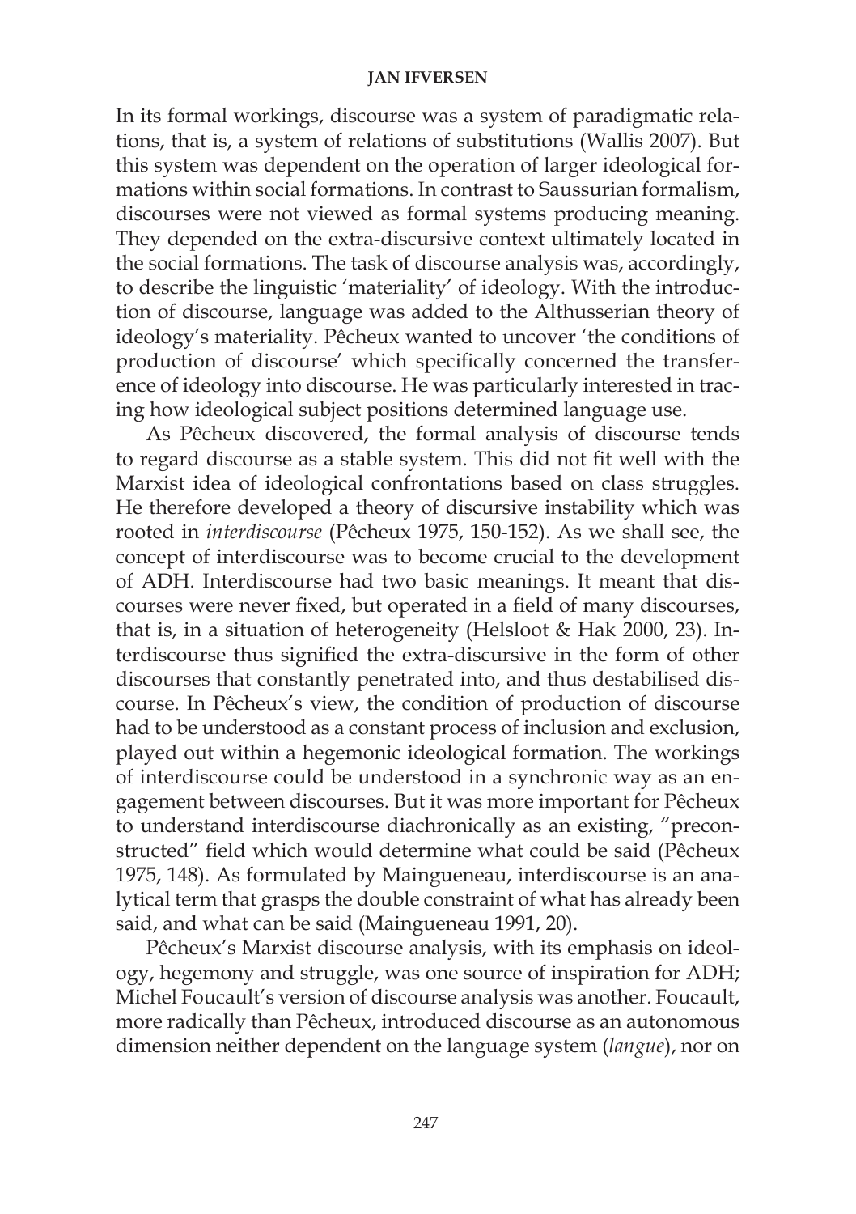In its formal workings, discourse was a system of paradigmatic relations, that is, a system of relations of substitutions (Wallis 2007). But this system was dependent on the operation of larger ideological formations within social formations. In contrast to Saussurian formalism, discourses were not viewed as formal systems producing meaning. They depended on the extra-discursive context ultimately located in the social formations. The task of discourse analysis was, accordingly, to describe the linguistic 'materiality' of ideology. With the introduction of discourse, language was added to the Althusserian theory of ideology's materiality. Pêcheux wanted to uncover 'the conditions of production of discourse' which specifically concerned the transference of ideology into discourse. He was particularly interested in tracing how ideological subject positions determined language use.

As Pêcheux discovered, the formal analysis of discourse tends to regard discourse as a stable system. This did not fit well with the Marxist idea of ideological confrontations based on class struggles. He therefore developed a theory of discursive instability which was rooted in *interdiscourse* (Pêcheux 1975, 150-152). As we shall see, the concept of interdiscourse was to become crucial to the development of ADH. Interdiscourse had two basic meanings. It meant that discourses were never fixed, but operated in a field of many discourses, that is, in a situation of heterogeneity (Helsloot & Hak 2000, 23). Interdiscourse thus signified the extra-discursive in the form of other discourses that constantly penetrated into, and thus destabilised discourse. In Pêcheux's view, the condition of production of discourse had to be understood as a constant process of inclusion and exclusion, played out within a hegemonic ideological formation. The workings of interdiscourse could be understood in a synchronic way as an engagement between discourses. But it was more important for Pêcheux to understand interdiscourse diachronically as an existing, "preconstructed" field which would determine what could be said (Pêcheux 1975, 148). As formulated by Maingueneau, interdiscourse is an analytical term that grasps the double constraint of what has already been said, and what can be said (Maingueneau 1991, 20).

Pêcheux's Marxist discourse analysis, with its emphasis on ideology, hegemony and struggle, was one source of inspiration for ADH; Michel Foucault's version of discourse analysis was another. Foucault, more radically than Pêcheux, introduced discourse as an autonomous dimension neither dependent on the language system (*langue*), nor on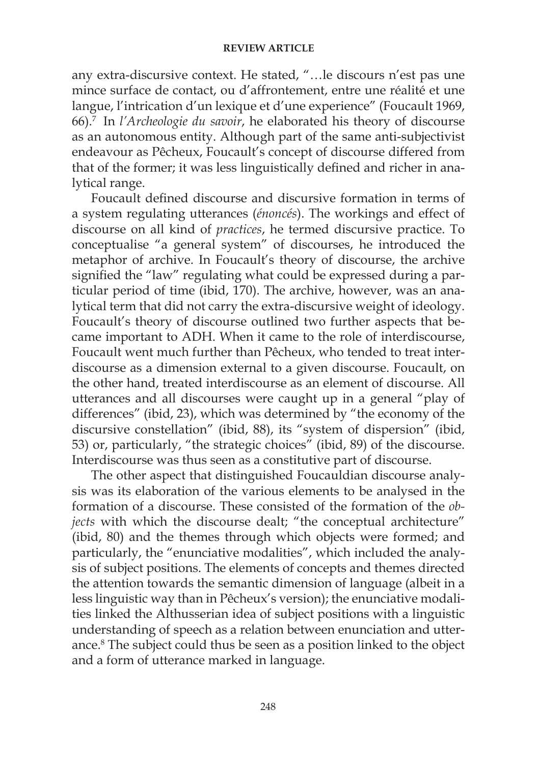any extra-discursive context. He stated, "…le discours n'est pas une mince surface de contact, ou d'affrontement, entre une réalité et une langue, l'intrication d'un lexique et d'une experience" (Foucault 1969, 66).[7] In *l'Archeologie du savoir*, he elaborated his theory of discourse as an autonomous entity. Although part of the same anti-subjectivist endeavour as Pêcheux, Foucault's concept of discourse differed from that of the former; it was less linguistically defined and richer in analytical range.

Foucault defined discourse and discursive formation in terms of a system regulating utterances (*énoncés*). The workings and effect of discourse on all kind of *practices*, he termed discursive practice. To conceptualise "a general system" of discourses, he introduced the metaphor of archive. In Foucault's theory of discourse, the archive signified the "law" regulating what could be expressed during a particular period of time (ibid, 170). The archive, however, was an analytical term that did not carry the extra-discursive weight of ideology. Foucault's theory of discourse outlined two further aspects that became important to ADH. When it came to the role of interdiscourse, Foucault went much further than Pêcheux, who tended to treat interdiscourse as a dimension external to a given discourse. Foucault, on the other hand, treated interdiscourse as an element of discourse. All utterances and all discourses were caught up in a general "play of differences" (ibid, 23), which was determined by "the economy of the discursive constellation" (ibid, 88), its "system of dispersion" (ibid, 53) or, particularly, "the strategic choices" (ibid, 89) of the discourse. Interdiscourse was thus seen as a constitutive part of discourse.

The other aspect that distinguished Foucauldian discourse analysis was its elaboration of the various elements to be analysed in the formation of a discourse. These consisted of the formation of the *objects* with which the discourse dealt; "the conceptual architecture" (ibid, 80) and the themes through which objects were formed; and particularly, the "enunciative modalities", which included the analysis of subject positions. The elements of concepts and themes directed the attention towards the semantic dimension of language (albeit in a less linguistic way than in Pêcheux's version); the enunciative modalities linked the Althusserian idea of subject positions with a linguistic understanding of speech as a relation between enunciation and utterance.[8] The subject could thus be seen as a position linked to the object and a form of utterance marked in language.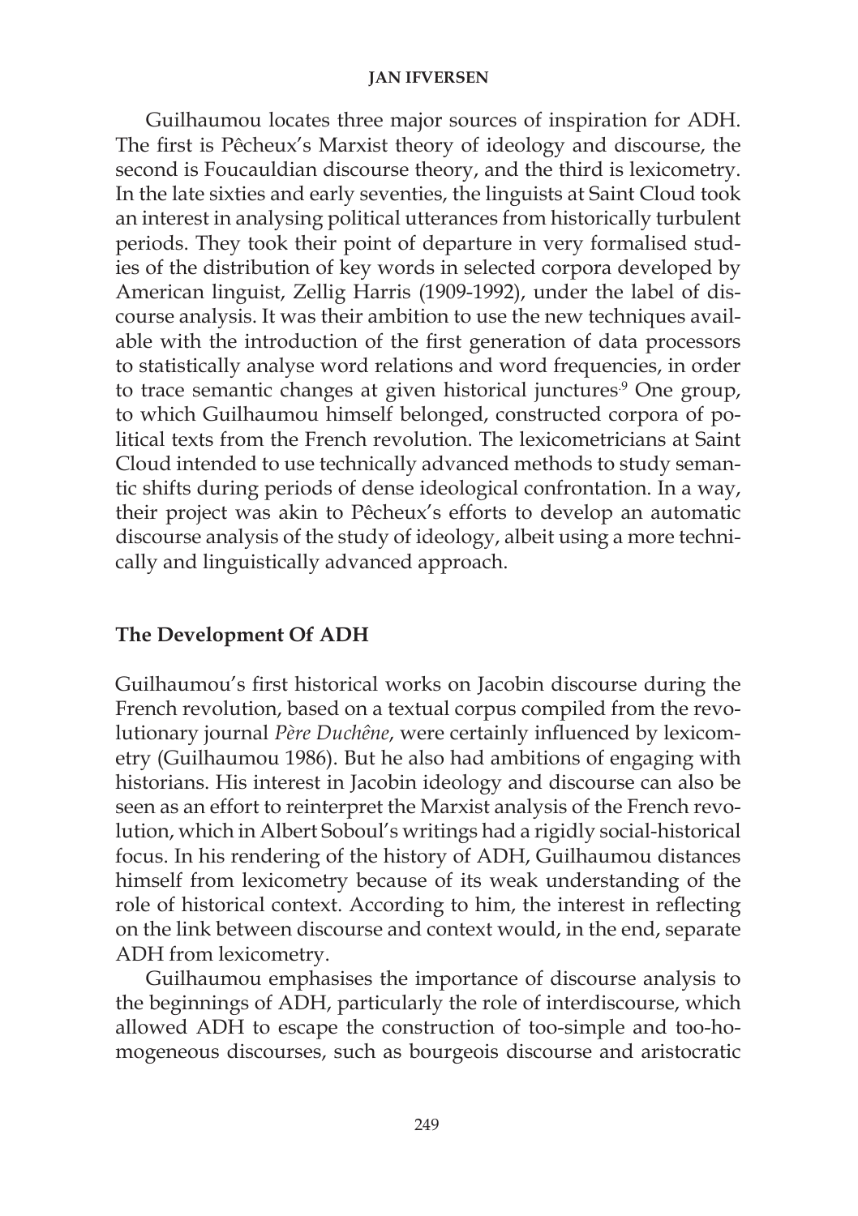Guilhaumou locates three major sources of inspiration for ADH. The first is Pêcheux's Marxist theory of ideology and discourse, the second is Foucauldian discourse theory, and the third is lexicometry. In the late sixties and early seventies, the linguists at Saint Cloud took an interest in analysing political utterances from historically turbulent periods. They took their point of departure in very formalised studies of the distribution of key words in selected corpora developed by American linguist, Zellig Harris (1909-1992), under the label of discourse analysis. It was their ambition to use the new techniques available with the introduction of the first generation of data processors to statistically analyse word relations and word frequencies, in order to trace semantic changes at given historical junctures.[9] One group, to which Guilhaumou himself belonged, constructed corpora of political texts from the French revolution. The lexicometricians at Saint Cloud intended to use technically advanced methods to study semantic shifts during periods of dense ideological confrontation. In a way, their project was akin to Pêcheux's efforts to develop an automatic discourse analysis of the study of ideology, albeit using a more technically and linguistically advanced approach.

## The Development Of ADH

Guilhaumou's first historical works on Jacobin discourse during the French revolution, based on a textual corpus compiled from the revolutionary journal *Père Duchêne*, were certainly influenced by lexicometry (Guilhaumou 1986). But he also had ambitions of engaging with historians. His interest in Jacobin ideology and discourse can also be seen as an effort to reinterpret the Marxist analysis of the French revolution, which in Albert Soboul's writings had a rigidly social-historical focus. In his rendering of the history of ADH, Guilhaumou distances himself from lexicometry because of its weak understanding of the role of historical context. According to him, the interest in reflecting on the link between discourse and context would, in the end, separate ADH from lexicometry.

Guilhaumou emphasises the importance of discourse analysis to the beginnings of ADH, particularly the role of interdiscourse, which allowed ADH to escape the construction of too-simple and too-homogeneous discourses, such as bourgeois discourse and aristocratic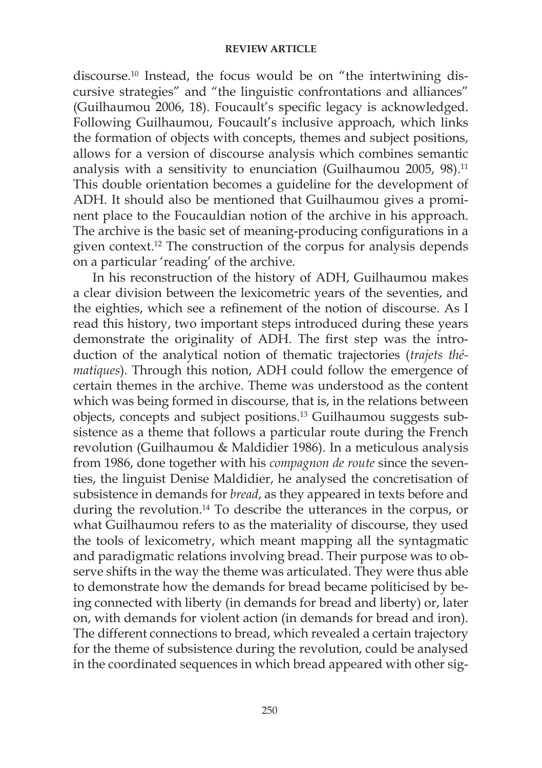discourse.[10] Instead, the focus would be on "the intertwining discursive strategies" and "the linguistic confrontations and alliances" (Guilhaumou 2006, 18). Foucault's specific legacy is acknowledged. Following Guilhaumou, Foucault's inclusive approach, which links the formation of objects with concepts, themes and subject positions, allows for a version of discourse analysis which combines semantic analysis with a sensitivity to enunciation (Guilhaumou 2005, 98).[11] This double orientation becomes a guideline for the development of ADH. It should also be mentioned that Guilhaumou gives a prominent place to the Foucauldian notion of the archive in his approach. The archive is the basic set of meaning-producing configurations in a given context.[12] The construction of the corpus for analysis depends on a particular 'reading' of the archive.

In his reconstruction of the history of ADH, Guilhaumou makes a clear division between the lexicometric years of the seventies, and the eighties, which see a refinement of the notion of discourse. As I read this history, two important steps introduced during these years demonstrate the originality of ADH. The first step was the introduction of the analytical notion of thematic trajectories (*trajets thématiques*). Through this notion, ADH could follow the emergence of certain themes in the archive. Theme was understood as the content which was being formed in discourse, that is, in the relations between objects, concepts and subject positions.[13] Guilhaumou suggests subsistence as a theme that follows a particular route during the French revolution (Guilhaumou & Maldidier 1986). In a meticulous analysis from 1986, done together with his *compagnon de route* since the seventies, the linguist Denise Maldidier, he analysed the concretisation of subsistence in demands for *bread*, as they appeared in texts before and during the revolution.[14] To describe the utterances in the corpus, or what Guilhaumou refers to as the materiality of discourse, they used the tools of lexicometry, which meant mapping all the syntagmatic and paradigmatic relations involving bread. Their purpose was to observe shifts in the way the theme was articulated. They were thus able to demonstrate how the demands for bread became politicised by being connected with liberty (in demands for bread and liberty) or, later on, with demands for violent action (in demands for bread and iron). The different connections to bread, which revealed a certain trajectory for the theme of subsistence during the revolution, could be analysed in the coordinated sequences in which bread appeared with other sig-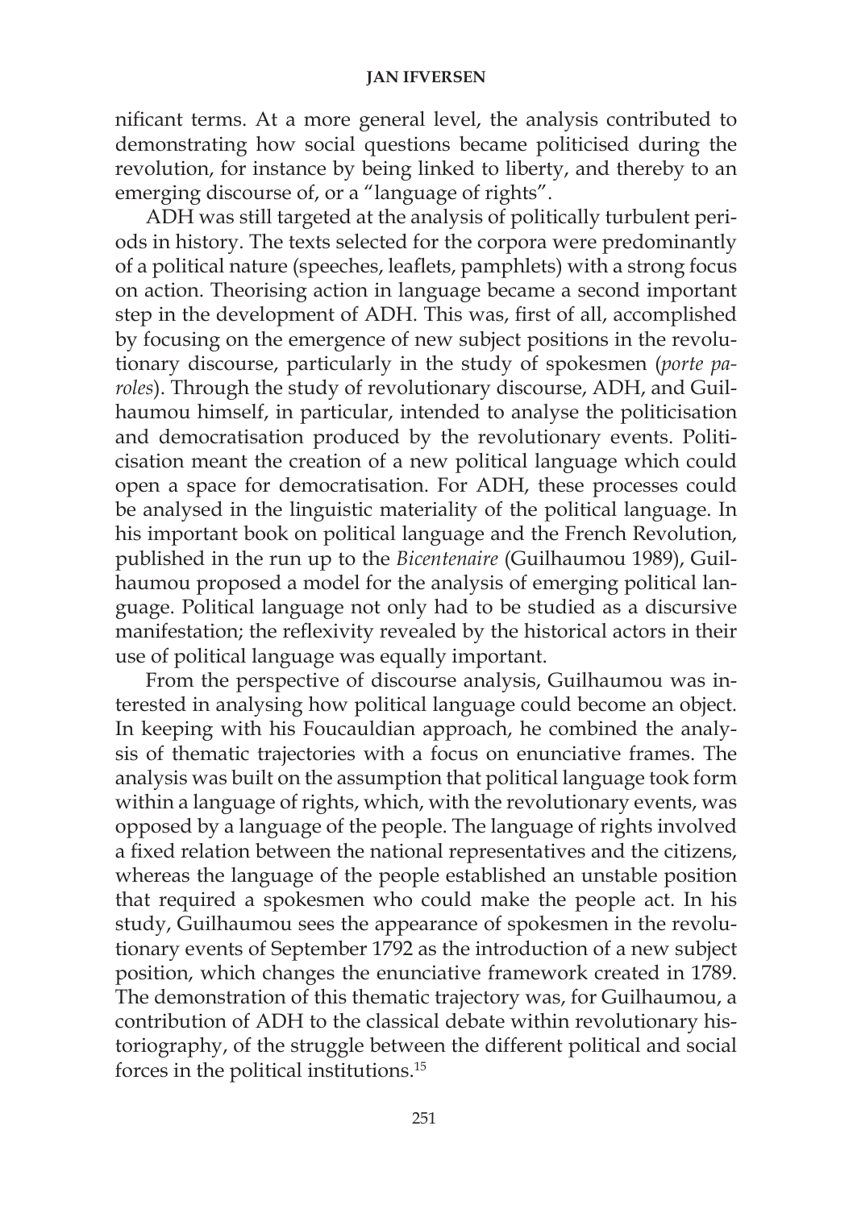nificant terms. At a more general level, the analysis contributed to demonstrating how social questions became politicised during the revolution, for instance by being linked to liberty, and thereby to an emerging discourse of, or a "language of rights".

ADH was still targeted at the analysis of politically turbulent periods in history. The texts selected for the corpora were predominantly of a political nature (speeches, leaflets, pamphlets) with a strong focus on action. Theorising action in language became a second important step in the development of ADH. This was, first of all, accomplished by focusing on the emergence of new subject positions in the revolutionary discourse, particularly in the study of spokesmen (*porte paroles*). Through the study of revolutionary discourse, ADH, and Guilhaumou himself, in particular, intended to analyse the politicisation and democratisation produced by the revolutionary events. Politicisation meant the creation of a new political language which could open a space for democratisation. For ADH, these processes could be analysed in the linguistic materiality of the political language. In his important book on political language and the French Revolution, published in the run up to the *Bicentenaire* (Guilhaumou 1989), Guilhaumou proposed a model for the analysis of emerging political language. Political language not only had to be studied as a discursive manifestation; the reflexivity revealed by the historical actors in their use of political language was equally important.

From the perspective of discourse analysis, Guilhaumou was interested in analysing how political language could become an object. In keeping with his Foucauldian approach, he combined the analysis of thematic trajectories with a focus on enunciative frames. The analysis was built on the assumption that political language took form within a language of rights, which, with the revolutionary events, was opposed by a language of the people. The language of rights involved a fixed relation between the national representatives and the citizens, whereas the language of the people established an unstable position that required a spokesmen who could make the people act. In his study, Guilhaumou sees the appearance of spokesmen in the revolutionary events of September 1792 as the introduction of a new subject position, which changes the enunciative framework created in 1789. The demonstration of this thematic trajectory was, for Guilhaumou, a contribution of ADH to the classical debate within revolutionary historiography, of the struggle between the different political and social forces in the political institutions.[15]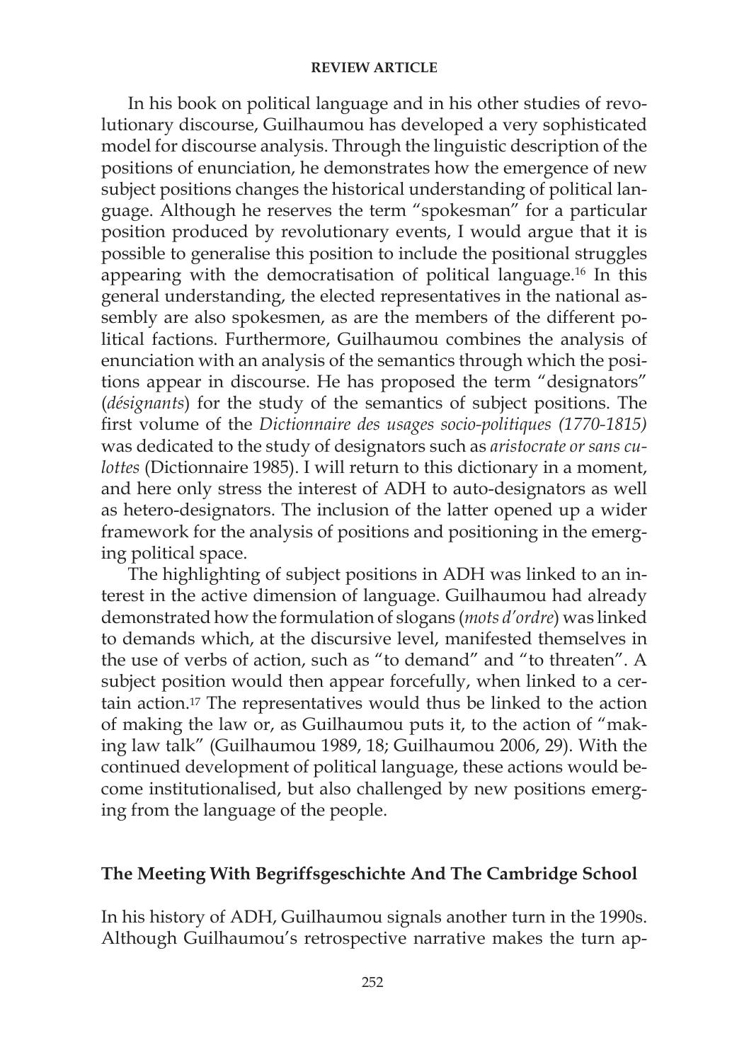In his book on political language and in his other studies of revolutionary discourse, Guilhaumou has developed a very sophisticated model for discourse analysis. Through the linguistic description of the positions of enunciation, he demonstrates how the emergence of new subject positions changes the historical understanding of political language. Although he reserves the term "spokesman" for a particular position produced by revolutionary events, I would argue that it is possible to generalise this position to include the positional struggles appearing with the democratisation of political language.[16] In this general understanding, the elected representatives in the national assembly are also spokesmen, as are the members of the different political factions. Furthermore, Guilhaumou combines the analysis of enunciation with an analysis of the semantics through which the positions appear in discourse. He has proposed the term "designators" (*désignants*) for the study of the semantics of subject positions. The first volume of the *Dictionnaire des usages socio-politiques (1770-1815)* was dedicated to the study of designators such as *aristocrate or sans culottes* (Dictionnaire 1985). I will return to this dictionary in a moment, and here only stress the interest of ADH to auto-designators as well as hetero-designators. The inclusion of the latter opened up a wider framework for the analysis of positions and positioning in the emerging political space.

The highlighting of subject positions in ADH was linked to an interest in the active dimension of language. Guilhaumou had already demonstrated how the formulation of slogans (*mots d'ordre*) was linked to demands which, at the discursive level, manifested themselves in the use of verbs of action, such as "to demand" and "to threaten". A subject position would then appear forcefully, when linked to a certain action.[17] The representatives would thus be linked to the action of making the law or, as Guilhaumou puts it, to the action of "making law talk" (Guilhaumou 1989, 18; Guilhaumou 2006, 29). With the continued development of political language, these actions would become institutionalised, but also challenged by new positions emerging from the language of the people.

## The Meeting With Begriffsgeschichte And The Cambridge School

In his history of ADH, Guilhaumou signals another turn in the 1990s. Although Guilhaumou's retrospective narrative makes the turn ap-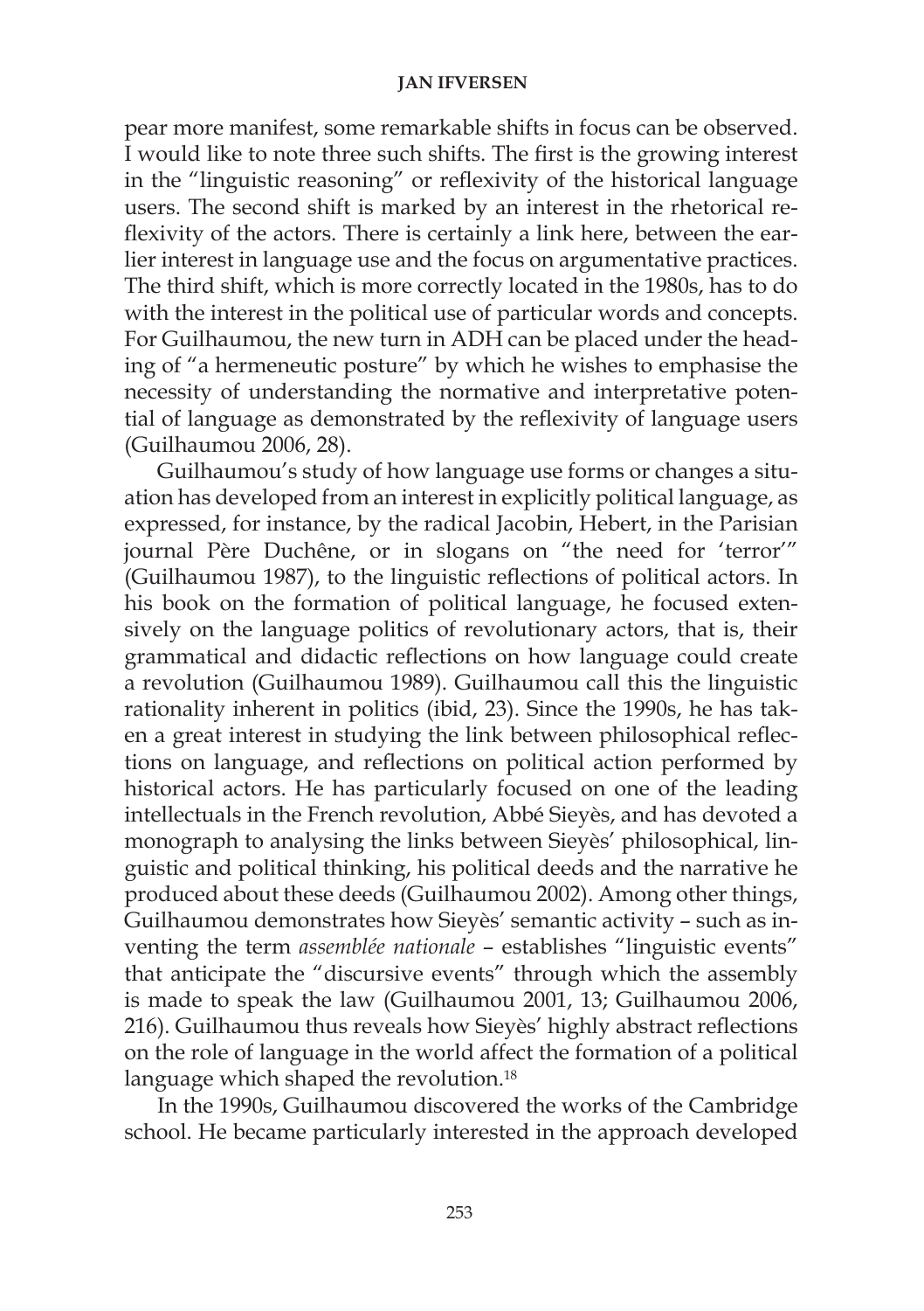pear more manifest, some remarkable shifts in focus can be observed. I would like to note three such shifts. The first is the growing interest in the "linguistic reasoning" or reflexivity of the historical language users. The second shift is marked by an interest in the rhetorical reflexivity of the actors. There is certainly a link here, between the earlier interest in language use and the focus on argumentative practices. The third shift, which is more correctly located in the 1980s, has to do with the interest in the political use of particular words and concepts. For Guilhaumou, the new turn in ADH can be placed under the heading of "a hermeneutic posture" by which he wishes to emphasise the necessity of understanding the normative and interpretative potential of language as demonstrated by the reflexivity of language users (Guilhaumou 2006, 28).

Guilhaumou's study of how language use forms or changes a situation has developed from an interest in explicitly political language, as expressed, for instance, by the radical Jacobin, Hebert, in the Parisian journal Père Duchêne, or in slogans on "the need for 'terror'" (Guilhaumou 1987), to the linguistic reflections of political actors. In his book on the formation of political language, he focused extensively on the language politics of revolutionary actors, that is, their grammatical and didactic reflections on how language could create a revolution (Guilhaumou 1989). Guilhaumou call this the linguistic rationality inherent in politics (ibid, 23). Since the 1990s, he has taken a great interest in studying the link between philosophical reflections on language, and reflections on political action performed by historical actors. He has particularly focused on one of the leading intellectuals in the French revolution, Abbé Sieyès, and has devoted a monograph to analysing the links between Sieyès' philosophical, linguistic and political thinking, his political deeds and the narrative he produced about these deeds (Guilhaumou 2002). Among other things, Guilhaumou demonstrates how Sieyès' semantic activity – such as inventing the term *assemblée nationale* – establishes "linguistic events" that anticipate the "discursive events" through which the assembly is made to speak the law (Guilhaumou 2001, 13; Guilhaumou 2006, 216). Guilhaumou thus reveals how Sieyès' highly abstract reflections on the role of language in the world affect the formation of a political language which shaped the revolution.[18]

In the 1990s, Guilhaumou discovered the works of the Cambridge school. He became particularly interested in the approach developed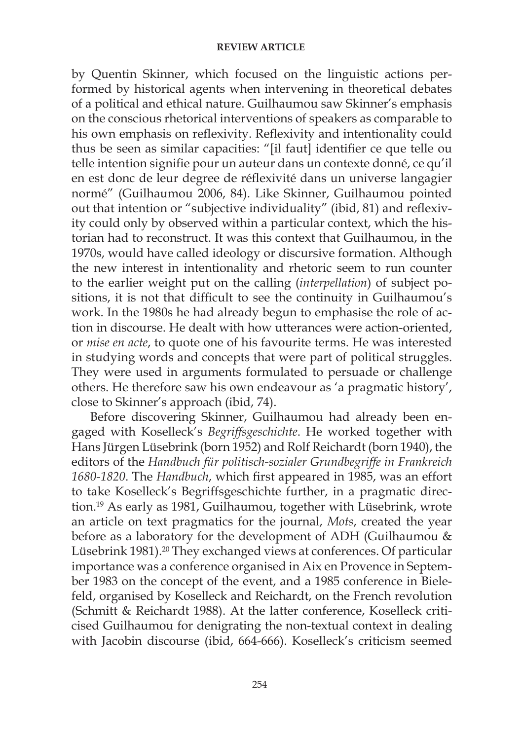by Quentin Skinner, which focused on the linguistic actions performed by historical agents when intervening in theoretical debates of a political and ethical nature. Guilhaumou saw Skinner's emphasis on the conscious rhetorical interventions of speakers as comparable to his own emphasis on reflexivity. Reflexivity and intentionality could thus be seen as similar capacities: "[il faut] identifier ce que telle ou telle intention signifie pour un auteur dans un contexte donné, ce qu'il en est donc de leur degree de réflexivité dans un universe langagier normé" (Guilhaumou 2006, 84). Like Skinner, Guilhaumou pointed out that intention or "subjective individuality" (ibid, 81) and reflexivity could only by observed within a particular context, which the historian had to reconstruct. It was this context that Guilhaumou, in the 1970s, would have called ideology or discursive formation. Although the new interest in intentionality and rhetoric seem to run counter to the earlier weight put on the calling (*interpellation*) of subject positions, it is not that difficult to see the continuity in Guilhaumou's work. In the 1980s he had already begun to emphasise the role of action in discourse. He dealt with how utterances were action-oriented, or *mise en acte*, to quote one of his favourite terms. He was interested in studying words and concepts that were part of political struggles. They were used in arguments formulated to persuade or challenge others. He therefore saw his own endeavour as 'a pragmatic history', close to Skinner's approach (ibid, 74).

Before discovering Skinner, Guilhaumou had already been engaged with Koselleck's *Begriffsgeschichte*. He worked together with Hans Jürgen Lüsebrink (born 1952) and Rolf Reichardt (born 1940), the editors of the *Handbuch für politisch-sozialer Grundbegriffe in Frankreich 1680-1820*. The *Handbuch*, which first appeared in 1985, was an effort to take Koselleck's Begriffsgeschichte further, in a pragmatic direction.[19] As early as 1981, Guilhaumou, together with Lüsebrink, wrote an article on text pragmatics for the journal, *Mots*, created the year before as a laboratory for the development of ADH (Guilhaumou & Lüsebrink 1981).[20] They exchanged views at conferences. Of particular importance was a conference organised in Aix en Provence in September 1983 on the concept of the event, and a 1985 conference in Bielefeld, organised by Koselleck and Reichardt, on the French revolution (Schmitt & Reichardt 1988). At the latter conference, Koselleck criticised Guilhaumou for denigrating the non-textual context in dealing with Jacobin discourse (ibid, 664-666). Koselleck's criticism seemed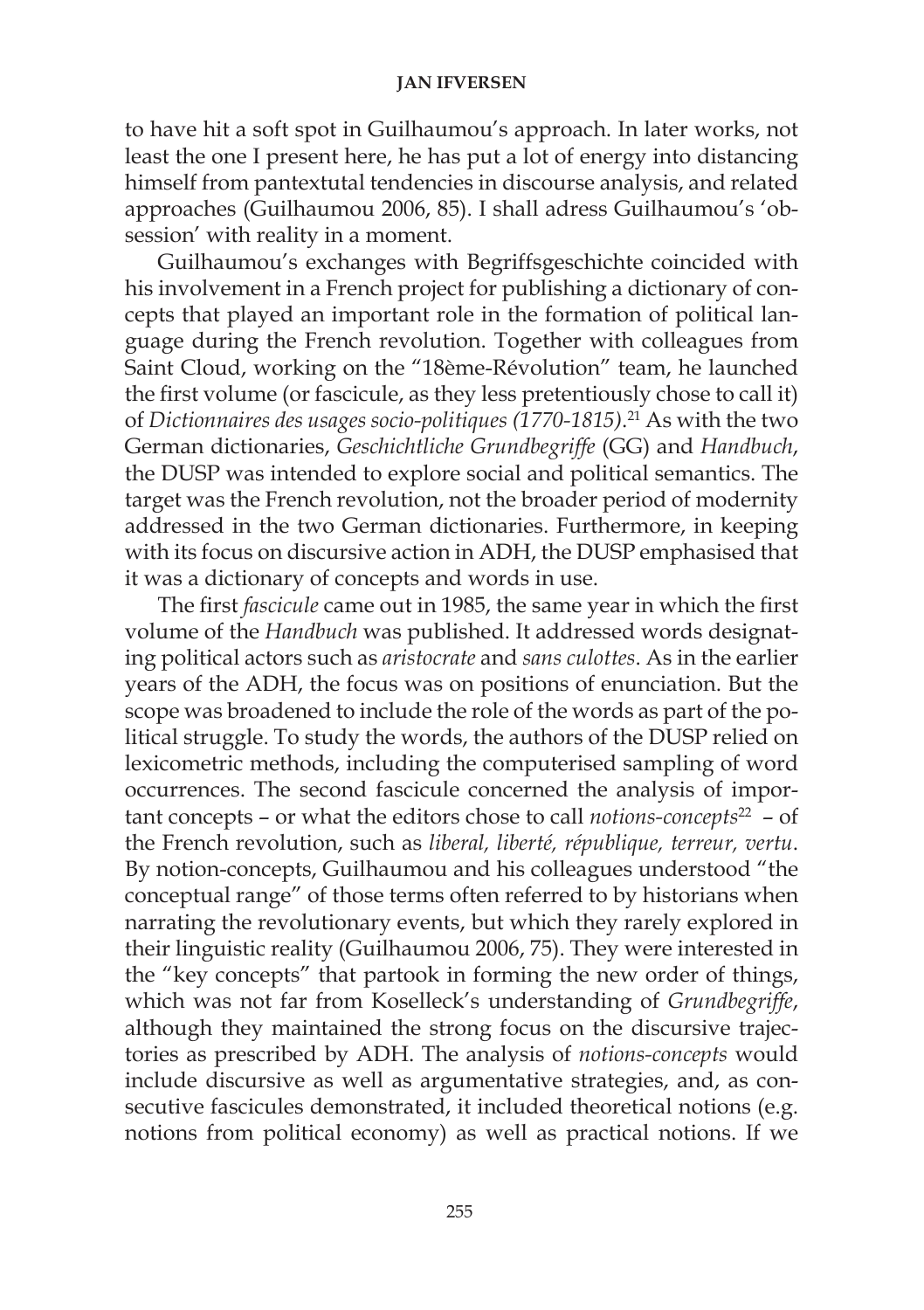to have hit a soft spot in Guilhaumou's approach. In later works, not least the one I present here, he has put a lot of energy into distancing himself from pantextutal tendencies in discourse analysis, and related approaches (Guilhaumou 2006, 85). I shall adress Guilhaumou's 'obsession' with reality in a moment.

Guilhaumou's exchanges with Begriffsgeschichte coincided with his involvement in a French project for publishing a dictionary of concepts that played an important role in the formation of political language during the French revolution. Together with colleagues from Saint Cloud, working on the "18ème-Révolution" team, he launched the first volume (or fascicule, as they less pretentiously chose to call it) of *Dictionnaires des usages socio-politiques (1770-1815)*.[21] As with the two German dictionaries, *Geschichtliche Grundbegriffe* (GG) and *Handbuch*, the DUSP was intended to explore social and political semantics. The target was the French revolution, not the broader period of modernity addressed in the two German dictionaries. Furthermore, in keeping with its focus on discursive action in ADH, the DUSP emphasised that it was a dictionary of concepts and words in use.

The first *fascicule* came out in 1985, the same year in which the first volume of the *Handbuch* was published. It addressed words designating political actors such as *aristocrate* and *sans culottes*. As in the earlier years of the ADH, the focus was on positions of enunciation. But the scope was broadened to include the role of the words as part of the political struggle. To study the words, the authors of the DUSP relied on lexicometric methods, including the computerised sampling of word occurrences. The second fascicule concerned the analysis of important concepts – or what the editors chose to call *notions-concepts*[22] – of the French revolution, such as *liberal, liberté, république, terreur, vertu*. By notion-concepts, Guilhaumou and his colleagues understood "the conceptual range" of those terms often referred to by historians when narrating the revolutionary events, but which they rarely explored in their linguistic reality (Guilhaumou 2006, 75). They were interested in the "key concepts" that partook in forming the new order of things, which was not far from Koselleck's understanding of *Grundbegriffe*, although they maintained the strong focus on the discursive trajectories as prescribed by ADH. The analysis of *notions-concepts* would include discursive as well as argumentative strategies, and, as consecutive fascicules demonstrated, it included theoretical notions (e.g. notions from political economy) as well as practical notions. If we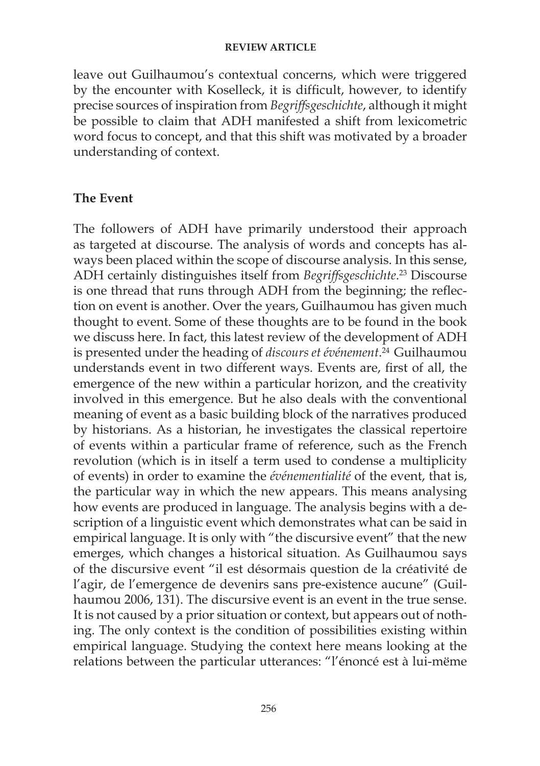leave out Guilhaumou's contextual concerns, which were triggered by the encounter with Koselleck, it is difficult, however, to identify precise sources of inspiration from *Begriffsgeschichte*, although it might be possible to claim that ADH manifested a shift from lexicometric word focus to concept, and that this shift was motivated by a broader understanding of context.

## The Event

The followers of ADH have primarily understood their approach as targeted at discourse. The analysis of words and concepts has always been placed within the scope of discourse analysis. In this sense, ADH certainly distinguishes itself from *Begriffsgeschichte*.[23] Discourse is one thread that runs through ADH from the beginning; the reflection on event is another. Over the years, Guilhaumou has given much thought to event. Some of these thoughts are to be found in the book we discuss here. In fact, this latest review of the development of ADH is presented under the heading of *discours et événement*.[24] Guilhaumou understands event in two different ways. Events are, first of all, the emergence of the new within a particular horizon, and the creativity involved in this emergence. But he also deals with the conventional meaning of event as a basic building block of the narratives produced by historians. As a historian, he investigates the classical repertoire of events within a particular frame of reference, such as the French revolution (which is in itself a term used to condense a multiplicity of events) in order to examine the *événementialité* of the event, that is, the particular way in which the new appears. This means analysing how events are produced in language. The analysis begins with a description of a linguistic event which demonstrates what can be said in empirical language. It is only with "the discursive event" that the new emerges, which changes a historical situation. As Guilhaumou says of the discursive event "il est désormais question de la créativité de l'agir, de l'emergence de devenirs sans pre-existence aucune" (Guilhaumou 2006, 131). The discursive event is an event in the true sense. It is not caused by a prior situation or context, but appears out of nothing. The only context is the condition of possibilities existing within empirical language. Studying the context here means looking at the relations between the particular utterances: "l'énoncé est à lui-mëme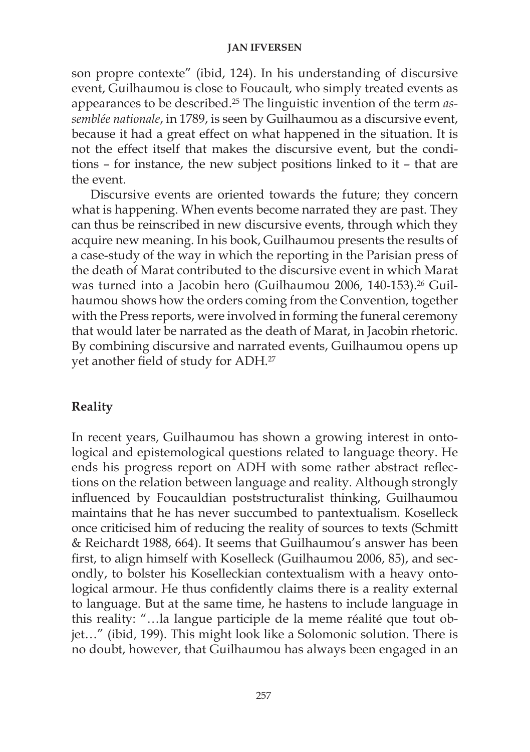son propre contexte" (ibid, 124). In his understanding of discursive event, Guilhaumou is close to Foucault, who simply treated events as appearances to be described.[25] The linguistic invention of the term *assemblée nationale*, in 1789, is seen by Guilhaumou as a discursive event, because it had a great effect on what happened in the situation. It is not the effect itself that makes the discursive event, but the conditions – for instance, the new subject positions linked to it – that are the event.

Discursive events are oriented towards the future; they concern what is happening. When events become narrated they are past. They can thus be reinscribed in new discursive events, through which they acquire new meaning. In his book, Guilhaumou presents the results of a case-study of the way in which the reporting in the Parisian press of the death of Marat contributed to the discursive event in which Marat was turned into a Jacobin hero (Guilhaumou 2006, 140-153).[26] Guilhaumou shows how the orders coming from the Convention, together with the Press reports, were involved in forming the funeral ceremony that would later be narrated as the death of Marat, in Jacobin rhetoric. By combining discursive and narrated events, Guilhaumou opens up yet another field of study for ADH.[27]

## Reality

In recent years, Guilhaumou has shown a growing interest in ontological and epistemological questions related to language theory. He ends his progress report on ADH with some rather abstract reflections on the relation between language and reality. Although strongly influenced by Foucauldian poststructuralist thinking, Guilhaumou maintains that he has never succumbed to pantextualism. Koselleck once criticised him of reducing the reality of sources to texts (Schmitt & Reichardt 1988, 664). It seems that Guilhaumou's answer has been first, to align himself with Koselleck (Guilhaumou 2006, 85), and secondly, to bolster his Koselleckian contextualism with a heavy ontological armour. He thus confidently claims there is a reality external to language. But at the same time, he hastens to include language in this reality: "…la langue participle de la meme réalité que tout objet…" (ibid, 199). This might look like a Solomonic solution. There is no doubt, however, that Guilhaumou has always been engaged in an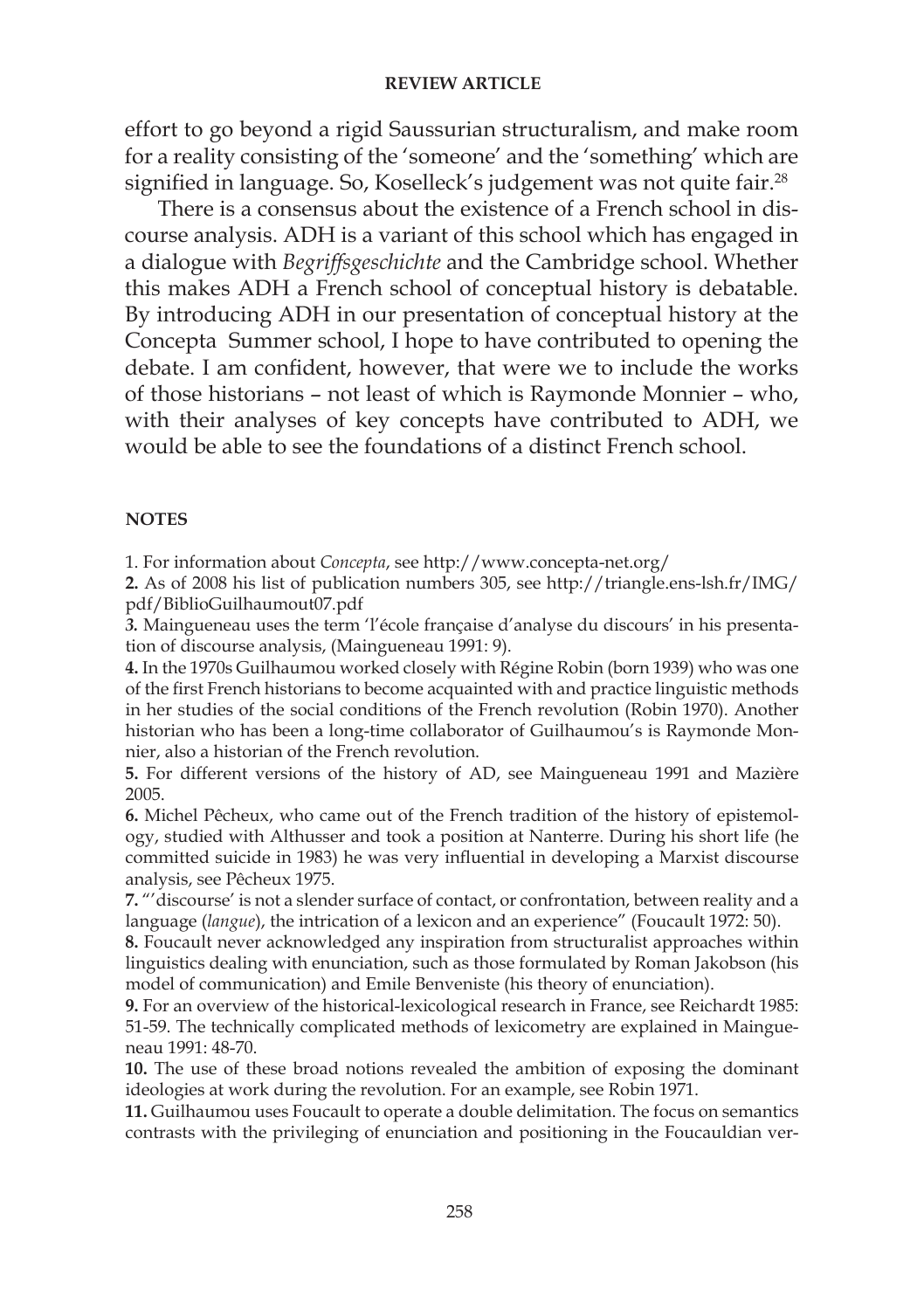effort to go beyond a rigid Saussurian structuralism, and make room for a reality consisting of the 'someone' and the 'something' which are signified in language. So, Koselleck's judgement was not quite fair.[28]

There is a consensus about the existence of a French school in discourse analysis. ADH is a variant of this school which has engaged in a dialogue with *Begriffsgeschichte* and the Cambridge school. Whether this makes ADH a French school of conceptual history is debatable. By introducing ADH in our presentation of conceptual history at the Concepta Summer school, I hope to have contributed to opening the debate. I am confident, however, that were we to include the works of those historians – not least of which is Raymonde Monnier – who, with their analyses of key concepts have contributed to ADH, we would be able to see the foundations of a distinct French school.

## NOTES

1. For information about *Concepta*, see http://www.concepta-net.org/

**2.** As of 2008 his list of publication numbers 305, see http://triangle.ens-lsh.fr/IMG/pdf/BiblioGuilhaumout07.pdf

**3.** Maingueneau uses the term 'l'école française d'analyse du discours' in his presentation of discourse analysis, (Maingueneau 1991: 9).

**4.** In the 1970s Guilhaumou worked closely with Régine Robin (born 1939) who was one of the first French historians to become acquainted with and practice linguistic methods in her studies of the social conditions of the French revolution (Robin 1970). Another historian who has been a long-time collaborator of Guilhaumou's is Raymonde Monnier, also a historian of the French revolution.

**5.** For different versions of the history of AD, see Maingueneau 1991 and Mazière 2005.

**6.** Michel Pêcheux, who came out of the French tradition of the history of epistemology, studied with Althusser and took a position at Nanterre. During his short life (he committed suicide in 1983) he was very influential in developing a Marxist discourse analysis, see Pêcheux 1975.

**7.** "'discourse' is not a slender surface of contact, or confrontation, between reality and a language (*langue*), the intrication of a lexicon and an experience" (Foucault 1972: 50).

**8.** Foucault never acknowledged any inspiration from structuralist approaches within linguistics dealing with enunciation, such as those formulated by Roman Jakobson (his model of communication) and Emile Benveniste (his theory of enunciation).

**9.** For an overview of the historical-lexicological research in France, see Reichardt 1985: 51-59. The technically complicated methods of lexicometry are explained in Maingueneau 1991: 48-70.

**10.** The use of these broad notions revealed the ambition of exposing the dominant ideologies at work during the revolution. For an example, see Robin 1971.

**11.** Guilhaumou uses Foucault to operate a double delimitation. The focus on semantics contrasts with the privileging of enunciation and positioning in the Foucauldian ver-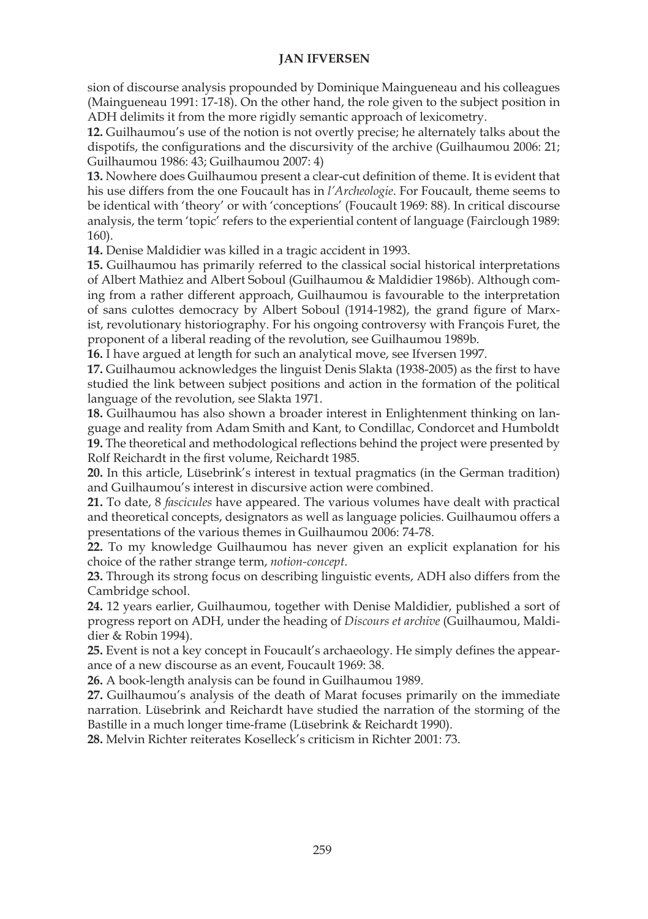sion of discourse analysis propounded by Dominique Maingueneau and his colleagues (Maingueneau 1991: 17-18). On the other hand, the role given to the subject position in ADH delimits it from the more rigidly semantic approach of lexicometry.

**12.** Guilhaumou's use of the notion is not overtly precise; he alternately talks about the dispotifs, the configurations and the discursivity of the archive (Guilhaumou 2006: 21; Guilhaumou 1986: 43; Guilhaumou 2007: 4)

**13.** Nowhere does Guilhaumou present a clear-cut definition of theme. It is evident that his use differs from the one Foucault has in *l'Archeologie*. For Foucault, theme seems to be identical with 'theory' or with 'conceptions' (Foucault 1969: 88). In critical discourse analysis, the term 'topic' refers to the experiential content of language (Fairclough 1989: 160).

**14.** Denise Maldidier was killed in a tragic accident in 1993.

**15.** Guilhaumou has primarily referred to the classical social historical interpretations of Albert Mathiez and Albert Soboul (Guilhaumou & Maldidier 1986b). Although coming from a rather different approach, Guilhaumou is favourable to the interpretation of sans culottes democracy by Albert Soboul (1914-1982), the grand figure of Marxist, revolutionary historiography. For his ongoing controversy with François Furet, the proponent of a liberal reading of the revolution, see Guilhaumou 1989b.

**16.** I have argued at length for such an analytical move, see Ifversen 1997.

**17.** Guilhaumou acknowledges the linguist Denis Slakta (1938-2005) as the first to have studied the link between subject positions and action in the formation of the political language of the revolution, see Slakta 1971.

**18.** Guilhaumou has also shown a broader interest in Enlightenment thinking on language and reality from Adam Smith and Kant, to Condillac, Condorcet and Humboldt

**19.** The theoretical and methodological reflections behind the project were presented by Rolf Reichardt in the first volume, Reichardt 1985.

**20.** In this article, Lüsebrink's interest in textual pragmatics (in the German tradition) and Guilhaumou's interest in discursive action were combined.

**21.** To date, 8 *fascicules* have appeared. The various volumes have dealt with practical and theoretical concepts, designators as well as language policies. Guilhaumou offers a presentations of the various themes in Guilhaumou 2006: 74-78.

**22.** To my knowledge Guilhaumou has never given an explicit explanation for his choice of the rather strange term, *notion-concept*.

**23.** Through its strong focus on describing linguistic events, ADH also differs from the Cambridge school.

**24.** 12 years earlier, Guilhaumou, together with Denise Maldidier, published a sort of progress report on ADH, under the heading of *Discours et archive* (Guilhaumou, Maldidier & Robin 1994).

**25.** Event is not a key concept in Foucault's archaeology. He simply defines the appearance of a new discourse as an event, Foucault 1969: 38.

**26.** A book-length analysis can be found in Guilhaumou 1989.

**27.** Guilhaumou's analysis of the death of Marat focuses primarily on the immediate narration. Lüsebrink and Reichardt have studied the narration of the storming of the Bastille in a much longer time-frame (Lüsebrink & Reichardt 1990).

**28.** Melvin Richter reiterates Koselleck's criticism in Richter 2001: 73.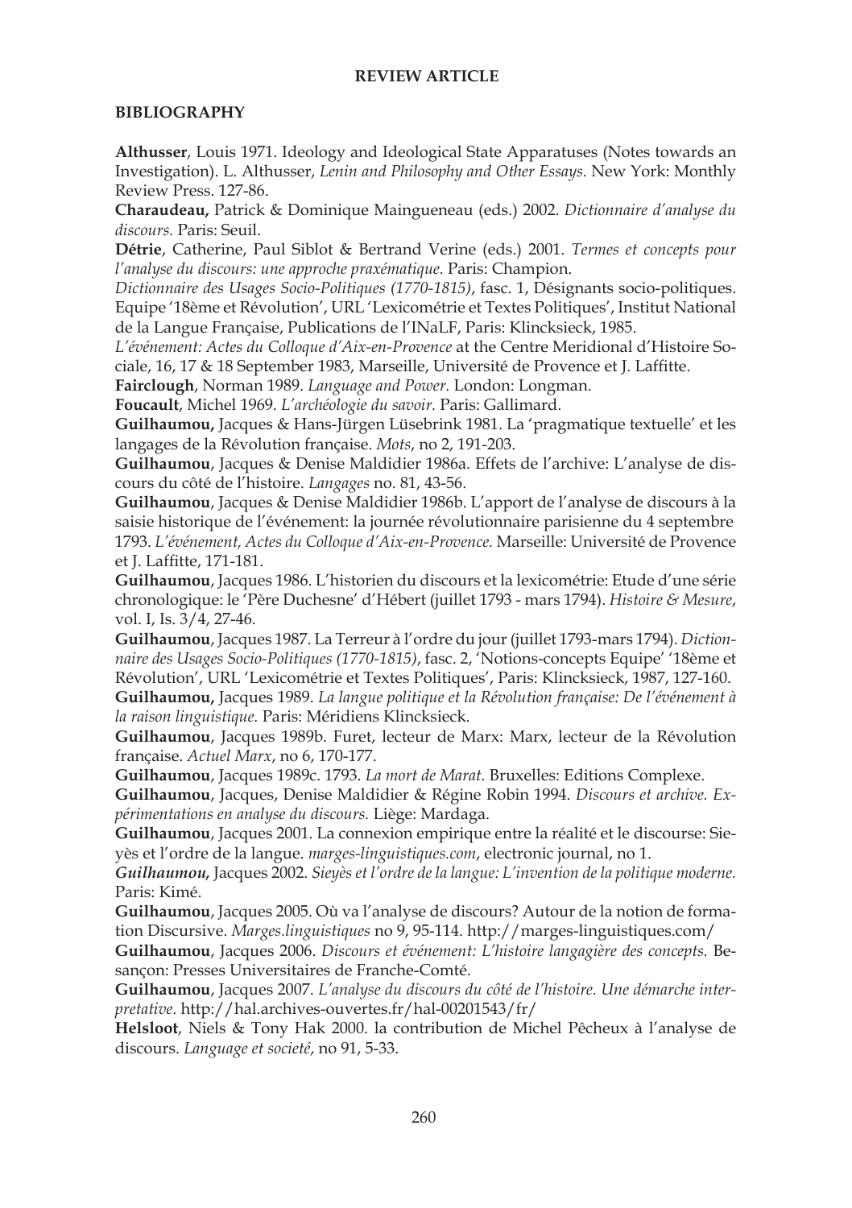## BIBLIOGRAPHY

**Althusser**, Louis 1971. Ideology and Ideological State Apparatuses (Notes towards an Investigation). L. Althusser, *Lenin and Philosophy and Other Essays.* New York: Monthly Review Press. 127-86.

**Charaudeau,** Patrick & Dominique Maingueneau (eds.) 2002. *Dictionnaire d'analyse du discours.* Paris: Seuil.

**Détrie**, Catherine, Paul Siblot & Bertrand Verine (eds.) 2001. *Termes et concepts pour l'analyse du discours: une approche praxématique.* Paris: Champion.

*Dictionnaire des Usages Socio-Politiques (1770-1815)*, fasc. 1, Désignants socio-politiques. Equipe '18ème et Révolution', URL 'Lexicométrie et Textes Politiques', Institut National de la Langue Française, Publications de l'INaLF, Paris: Klincksieck, 1985.

*L'événement: Actes du Colloque d'Aix-en-Provence* at the Centre Meridional d'Histoire Sociale, 16, 17 & 18 September 1983, Marseille, Université de Provence et J. Laffitte.

**Fairclough**, Norman 1989. *Language and Power.* London: Longman.

**Foucault**, Michel 1969. *L'archéologie du savoir.* Paris: Gallimard.

**Guilhaumou,** Jacques & Hans-Jürgen Lüsebrink 1981. La 'pragmatique textuelle' et les langages de la Révolution française. *Mots*, no 2, 191-203.

**Guilhaumou**, Jacques & Denise Maldidier 1986a. Effets de l'archive: L'analyse de discours du côté de l'histoire. *Langages* no. 81, 43-56.

**Guilhaumou**, Jacques & Denise Maldidier 1986b. L'apport de l'analyse de discours à la saisie historique de l'événement: la journée révolutionnaire parisienne du 4 septembre 1793. *L'événement, Actes du Colloque d'Aix-en-Provence.* Marseille: Université de Provence et J. Laffitte, 171-181.

**Guilhaumou**, Jacques 1986. L'historien du discours et la lexicométrie: Etude d'une série chronologique: le 'Père Duchesne' d'Hébert (juillet 1793 - mars 1794). *Histoire & Mesure*, vol. I, Is. 3/4, 27-46.

**Guilhaumou**, Jacques 1987. La Terreur à l'ordre du jour (juillet 1793-mars 1794). *Dictionnaire des Usages Socio-Politiques (1770-1815)*, fasc. 2, 'Notions-concepts Equipe' '18ème et Révolution', URL 'Lexicométrie et Textes Politiques', Paris: Klincksieck, 1987, 127-160.

**Guilhaumou,** Jacques 1989. *La langue politique et la Révolution française: De l'événement à la raison linguistique.* Paris: Méridiens Klincksieck.

**Guilhaumou**, Jacques 1989b. Furet, lecteur de Marx: Marx, lecteur de la Révolution française. *Actuel Marx*, no 6, 170-177.

**Guilhaumou**, Jacques 1989c. 1793. *La mort de Marat.* Bruxelles: Editions Complexe.

**Guilhaumou**, Jacques, Denise Maldidier & Régine Robin 1994. *Discours et archive. Expérimentations en analyse du discours.* Liège: Mardaga.

**Guilhaumou**, Jacques 2001. La connexion empirique entre la réalité et le discourse: Sieyès et l'ordre de la langue. *marges-linguistiques.com*, electronic journal, no 1.

***Guilhaumou,*** Jacques 2002. *Sieyès et l'ordre de la langue: L'invention de la politique moderne.* Paris: Kimé.

**Guilhaumou**, Jacques 2005. Où va l'analyse de discours? Autour de la notion de formation Discursive. *Marges.linguistiques* no 9, 95-114. http://marges-linguistiques.com/

**Guilhaumou**, Jacques 2006. *Discours et événement: L'histoire langagière des concepts.* Besançon: Presses Universitaires de Franche-Comté.

**Guilhaumou**, Jacques 2007. *L'analyse du discours du côté de l'histoire. Une démarche interpretative.* http://hal.archives-ouvertes.fr/hal-00201543/fr/

**Helsloot**, Niels & Tony Hak 2000. la contribution de Michel Pêcheux à l'analyse de discours. *Language et societé*, no 91, 5-33.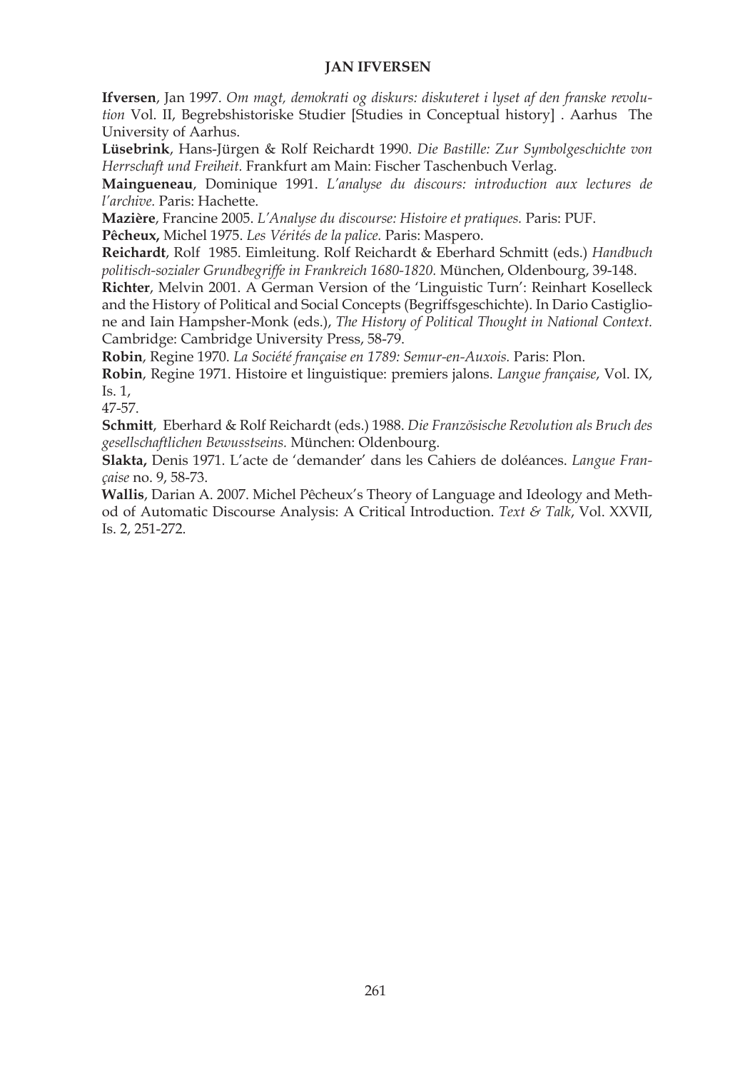**Ifversen**, Jan 1997. *Om magt, demokrati og diskurs: diskuteret i lyset af den franske revolution* Vol. II, Begrebshistoriske Studier [Studies in Conceptual history] . Aarhus The University of Aarhus.

**Lüsebrink**, Hans-Jürgen & Rolf Reichardt 1990. *Die Bastille: Zur Symbolgeschichte von Herrschaft und Freiheit.* Frankfurt am Main: Fischer Taschenbuch Verlag.

**Maingueneau**, Dominique 1991. *L'analyse du discours: introduction aux lectures de l'archive.* Paris: Hachette.

**Mazière**, Francine 2005. *L'Analyse du discourse: Histoire et pratiques.* Paris: PUF.

**Pêcheux,** Michel 1975. *Les Vérités de la palice.* Paris: Maspero.

**Reichardt**, Rolf 1985. Eimleitung. Rolf Reichardt & Eberhard Schmitt (eds.) *Handbuch politisch-sozialer Grundbegriffe in Frankreich 1680-1820.* München, Oldenbourg, 39-148.

**Richter**, Melvin 2001. A German Version of the 'Linguistic Turn': Reinhart Koselleck and the History of Political and Social Concepts (Begriffsgeschichte). In Dario Castiglione and Iain Hampsher-Monk (eds.), *The History of Political Thought in National Context.* Cambridge: Cambridge University Press, 58-79.

**Robin**, Regine 1970. *La Société française en 1789: Semur-en-Auxois.* Paris: Plon.

**Robin**, Regine 1971. Histoire et linguistique: premiers jalons. *Langue française*, Vol. IX, Is. 1,
47-57.

**Schmitt**, Eberhard & Rolf Reichardt (eds.) 1988. *Die Französische Revolution als Bruch des gesellschaftlichen Bewusstseins.* München: Oldenbourg.

**Slakta,** Denis 1971. L'acte de 'demander' dans les Cahiers de doléances. *Langue Française* no. 9, 58-73.

**Wallis**, Darian A. 2007. Michel Pêcheux's Theory of Language and Ideology and Method of Automatic Discourse Analysis: A Critical Introduction. *Text & Talk*, Vol. XXVII, Is. 2, 251-272.